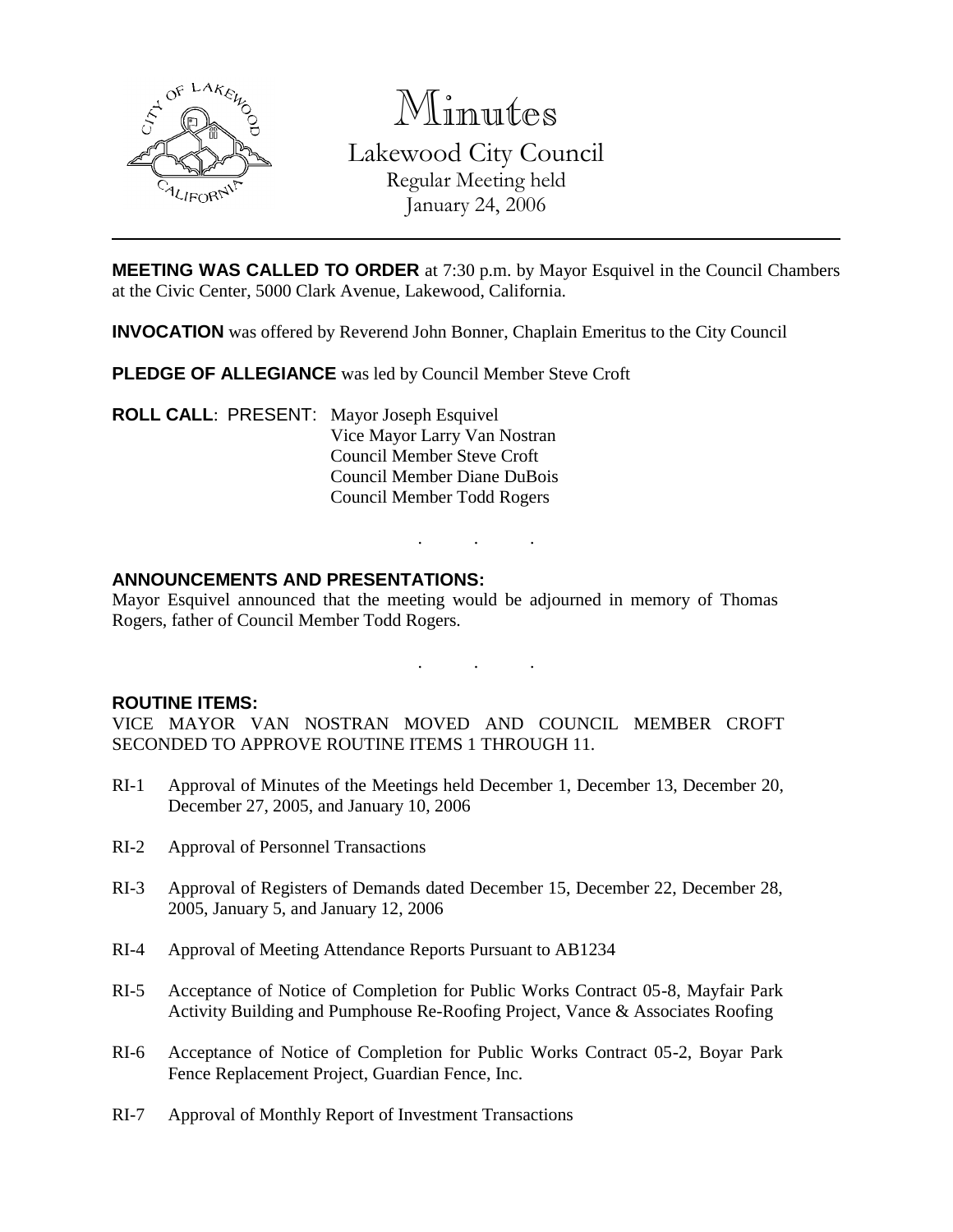# Minutes

## Lakewood City Council

Regular Meeting held
January 24, 2006

---

**MEETING WAS CALLED TO ORDER** at 7:30 p.m. by Mayor Esquivel in the Council Chambers at the Civic Center, 5000 Clark Avenue, Lakewood, California.

**INVOCATION** was offered by Reverend John Bonner, Chaplain Emeritus to the City Council

**PLEDGE OF ALLEGIANCE** was led by Council Member Steve Croft

**ROLL CALL**: PRESENT: Mayor Joseph Esquivel
Vice Mayor Larry Van Nostran
Council Member Steve Croft
Council Member Diane DuBois
Council Member Todd Rogers

. . .

**ANNOUNCEMENTS AND PRESENTATIONS:**

Mayor Esquivel announced that the meeting would be adjourned in memory of Thomas Rogers, father of Council Member Todd Rogers.

. . .

**ROUTINE ITEMS:**

VICE MAYOR VAN NOSTRAN MOVED AND COUNCIL MEMBER CROFT SECONDED TO APPROVE ROUTINE ITEMS 1 THROUGH 11.

RI-1 Approval of Minutes of the Meetings held December 1, December 13, December 20, December 27, 2005, and January 10, 2006

RI-2 Approval of Personnel Transactions

RI-3 Approval of Registers of Demands dated December 15, December 22, December 28, 2005, January 5, and January 12, 2006

RI-4 Approval of Meeting Attendance Reports Pursuant to AB1234

RI-5 Acceptance of Notice of Completion for Public Works Contract 05-8, Mayfair Park Activity Building and Pumphouse Re-Roofing Project, Vance & Associates Roofing

RI-6 Acceptance of Notice of Completion for Public Works Contract 05-2, Boyar Park Fence Replacement Project, Guardian Fence, Inc.

RI-7 Approval of Monthly Report of Investment Transactions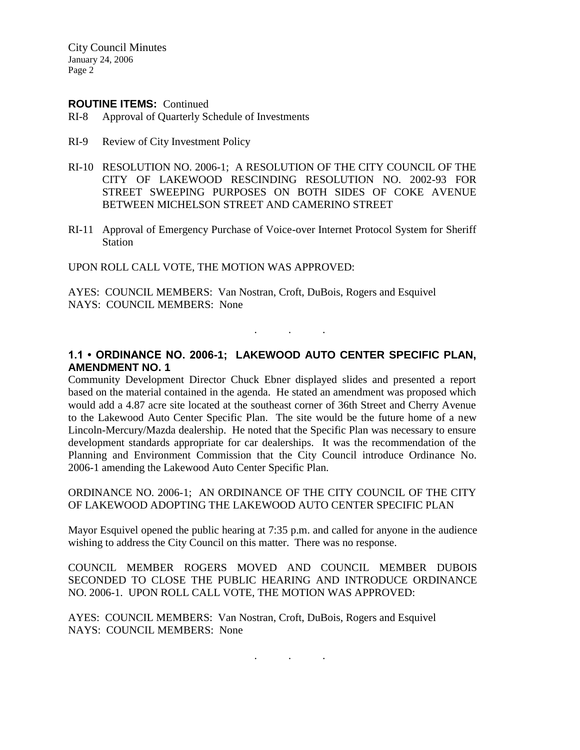**ROUTINE ITEMS:** Continued

RI-8 Approval of Quarterly Schedule of Investments

RI-9 Review of City Investment Policy

RI-10 RESOLUTION NO. 2006-1; A RESOLUTION OF THE CITY COUNCIL OF THE CITY OF LAKEWOOD RESCINDING RESOLUTION NO. 2002-93 FOR STREET SWEEPING PURPOSES ON BOTH SIDES OF COKE AVENUE BETWEEN MICHELSON STREET AND CAMERINO STREET

RI-11 Approval of Emergency Purchase of Voice-over Internet Protocol System for Sheriff Station

UPON ROLL CALL VOTE, THE MOTION WAS APPROVED:

AYES: COUNCIL MEMBERS: Van Nostran, Croft, DuBois, Rogers and Esquivel
NAYS: COUNCIL MEMBERS: None

. . .

**1.1 • ORDINANCE NO. 2006-1; LAKEWOOD AUTO CENTER SPECIFIC PLAN, AMENDMENT NO. 1**

Community Development Director Chuck Ebner displayed slides and presented a report based on the material contained in the agenda. He stated an amendment was proposed which would add a 4.87 acre site located at the southeast corner of 36th Street and Cherry Avenue to the Lakewood Auto Center Specific Plan. The site would be the future home of a new Lincoln-Mercury/Mazda dealership. He noted that the Specific Plan was necessary to ensure development standards appropriate for car dealerships. It was the recommendation of the Planning and Environment Commission that the City Council introduce Ordinance No. 2006-1 amending the Lakewood Auto Center Specific Plan.

ORDINANCE NO. 2006-1; AN ORDINANCE OF THE CITY COUNCIL OF THE CITY OF LAKEWOOD ADOPTING THE LAKEWOOD AUTO CENTER SPECIFIC PLAN

Mayor Esquivel opened the public hearing at 7:35 p.m. and called for anyone in the audience wishing to address the City Council on this matter. There was no response.

COUNCIL MEMBER ROGERS MOVED AND COUNCIL MEMBER DUBOIS SECONDED TO CLOSE THE PUBLIC HEARING AND INTRODUCE ORDINANCE NO. 2006-1. UPON ROLL CALL VOTE, THE MOTION WAS APPROVED:

AYES: COUNCIL MEMBERS: Van Nostran, Croft, DuBois, Rogers and Esquivel
NAYS: COUNCIL MEMBERS: None

. . .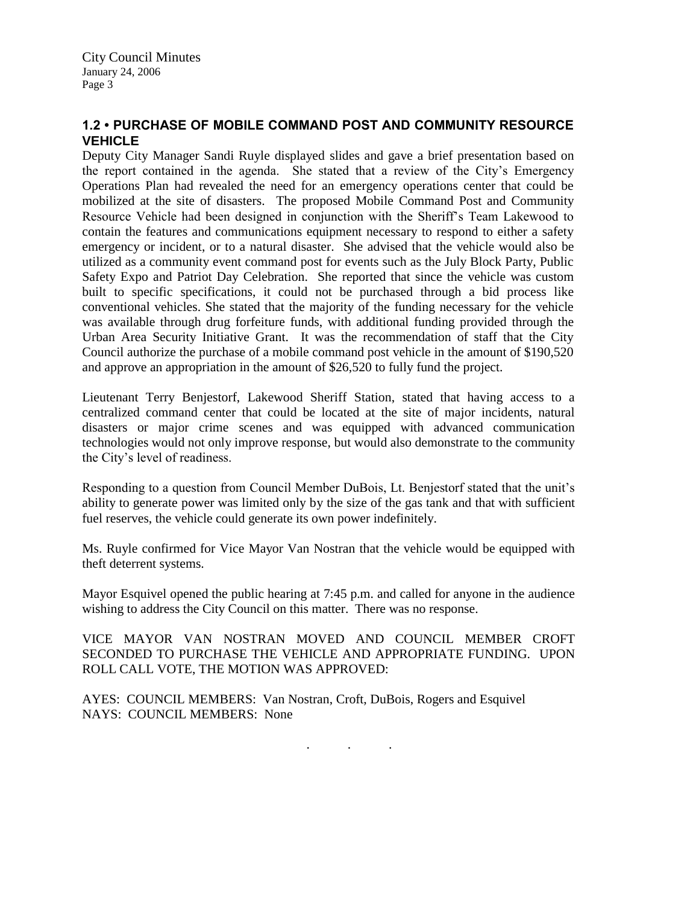## 1.2 • PURCHASE OF MOBILE COMMAND POST AND COMMUNITY RESOURCE VEHICLE

Deputy City Manager Sandi Ruyle displayed slides and gave a brief presentation based on the report contained in the agenda. She stated that a review of the City's Emergency Operations Plan had revealed the need for an emergency operations center that could be mobilized at the site of disasters. The proposed Mobile Command Post and Community Resource Vehicle had been designed in conjunction with the Sheriff's Team Lakewood to contain the features and communications equipment necessary to respond to either a safety emergency or incident, or to a natural disaster. She advised that the vehicle would also be utilized as a community event command post for events such as the July Block Party, Public Safety Expo and Patriot Day Celebration. She reported that since the vehicle was custom built to specific specifications, it could not be purchased through a bid process like conventional vehicles. She stated that the majority of the funding necessary for the vehicle was available through drug forfeiture funds, with additional funding provided through the Urban Area Security Initiative Grant. It was the recommendation of staff that the City Council authorize the purchase of a mobile command post vehicle in the amount of $190,520 and approve an appropriation in the amount of $26,520 to fully fund the project.

Lieutenant Terry Benjestorf, Lakewood Sheriff Station, stated that having access to a centralized command center that could be located at the site of major incidents, natural disasters or major crime scenes and was equipped with advanced communication technologies would not only improve response, but would also demonstrate to the community the City's level of readiness.

Responding to a question from Council Member DuBois, Lt. Benjestorf stated that the unit's ability to generate power was limited only by the size of the gas tank and that with sufficient fuel reserves, the vehicle could generate its own power indefinitely.

Ms. Ruyle confirmed for Vice Mayor Van Nostran that the vehicle would be equipped with theft deterrent systems.

Mayor Esquivel opened the public hearing at 7:45 p.m. and called for anyone in the audience wishing to address the City Council on this matter. There was no response.

VICE MAYOR VAN NOSTRAN MOVED AND COUNCIL MEMBER CROFT SECONDED TO PURCHASE THE VEHICLE AND APPROPRIATE FUNDING. UPON ROLL CALL VOTE, THE MOTION WAS APPROVED:

AYES: COUNCIL MEMBERS: Van Nostran, Croft, DuBois, Rogers and Esquivel
NAYS: COUNCIL MEMBERS: None

. . .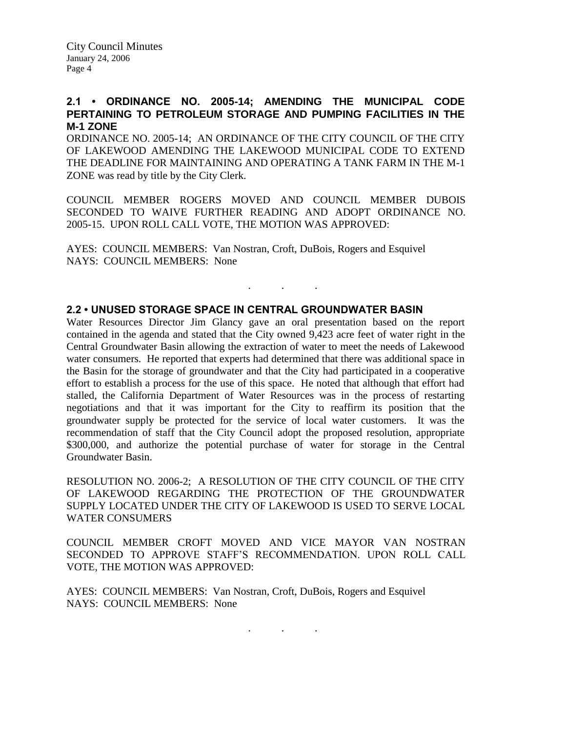## 2.1 • ORDINANCE NO. 2005-14; AMENDING THE MUNICIPAL CODE PERTAINING TO PETROLEUM STORAGE AND PUMPING FACILITIES IN THE M-1 ZONE

ORDINANCE NO. 2005-14; AN ORDINANCE OF THE CITY COUNCIL OF THE CITY OF LAKEWOOD AMENDING THE LAKEWOOD MUNICIPAL CODE TO EXTEND THE DEADLINE FOR MAINTAINING AND OPERATING A TANK FARM IN THE M-1 ZONE was read by title by the City Clerk.

COUNCIL MEMBER ROGERS MOVED AND COUNCIL MEMBER DUBOIS SECONDED TO WAIVE FURTHER READING AND ADOPT ORDINANCE NO. 2005-15. UPON ROLL CALL VOTE, THE MOTION WAS APPROVED:

AYES: COUNCIL MEMBERS: Van Nostran, Croft, DuBois, Rogers and Esquivel
NAYS: COUNCIL MEMBERS: None

. . .

## 2.2 • UNUSED STORAGE SPACE IN CENTRAL GROUNDWATER BASIN

Water Resources Director Jim Glancy gave an oral presentation based on the report contained in the agenda and stated that the City owned 9,423 acre feet of water right in the Central Groundwater Basin allowing the extraction of water to meet the needs of Lakewood water consumers. He reported that experts had determined that there was additional space in the Basin for the storage of groundwater and that the City had participated in a cooperative effort to establish a process for the use of this space. He noted that although that effort had stalled, the California Department of Water Resources was in the process of restarting negotiations and that it was important for the City to reaffirm its position that the groundwater supply be protected for the service of local water customers. It was the recommendation of staff that the City Council adopt the proposed resolution, appropriate $300,000, and authorize the potential purchase of water for storage in the Central Groundwater Basin.

RESOLUTION NO. 2006-2; A RESOLUTION OF THE CITY COUNCIL OF THE CITY OF LAKEWOOD REGARDING THE PROTECTION OF THE GROUNDWATER SUPPLY LOCATED UNDER THE CITY OF LAKEWOOD IS USED TO SERVE LOCAL WATER CONSUMERS

COUNCIL MEMBER CROFT MOVED AND VICE MAYOR VAN NOSTRAN SECONDED TO APPROVE STAFF'S RECOMMENDATION. UPON ROLL CALL VOTE, THE MOTION WAS APPROVED:

AYES: COUNCIL MEMBERS: Van Nostran, Croft, DuBois, Rogers and Esquivel
NAYS: COUNCIL MEMBERS: None

. . .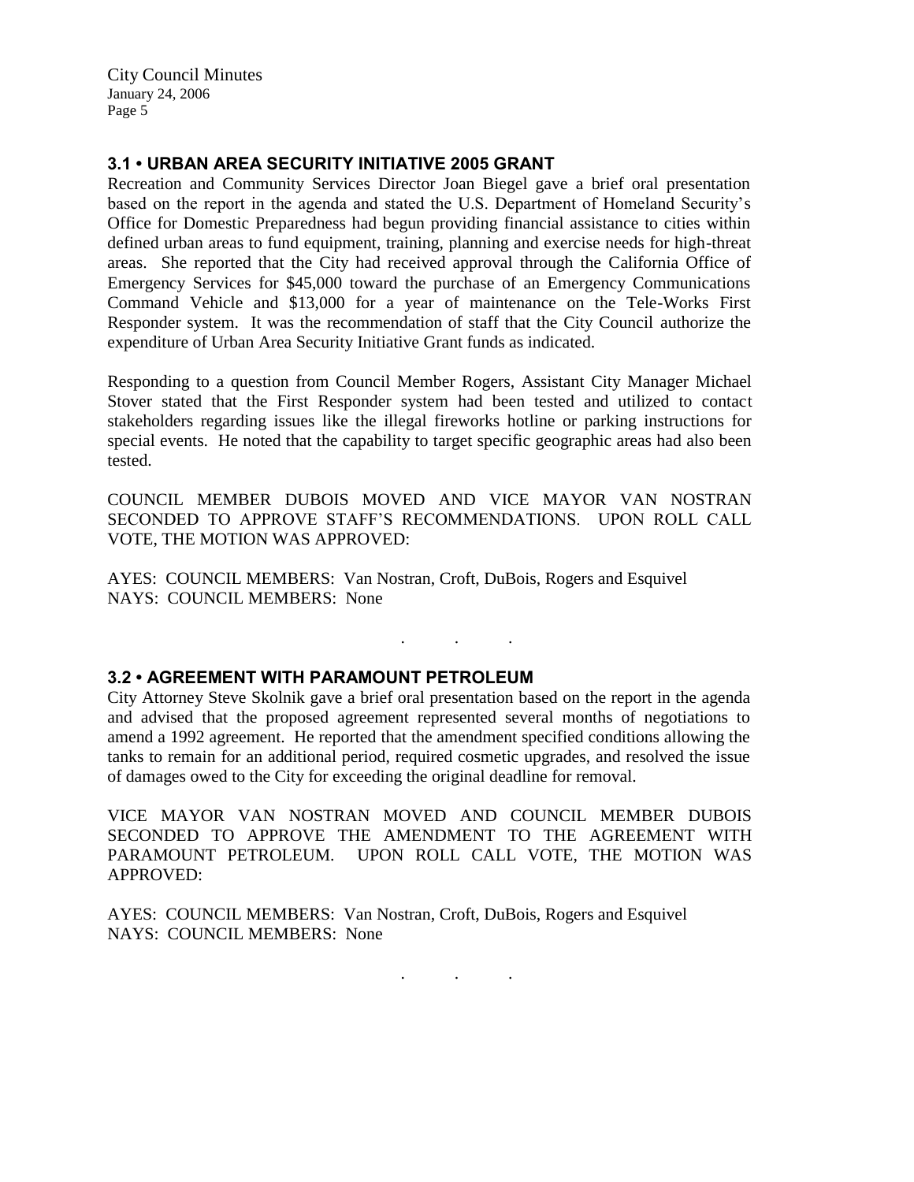### 3.1 • URBAN AREA SECURITY INITIATIVE 2005 GRANT

Recreation and Community Services Director Joan Biegel gave a brief oral presentation based on the report in the agenda and stated the U.S. Department of Homeland Security's Office for Domestic Preparedness had begun providing financial assistance to cities within defined urban areas to fund equipment, training, planning and exercise needs for high-threat areas. She reported that the City had received approval through the California Office of Emergency Services for $45,000 toward the purchase of an Emergency Communications Command Vehicle and $13,000 for a year of maintenance on the Tele-Works First Responder system. It was the recommendation of staff that the City Council authorize the expenditure of Urban Area Security Initiative Grant funds as indicated.

Responding to a question from Council Member Rogers, Assistant City Manager Michael Stover stated that the First Responder system had been tested and utilized to contact stakeholders regarding issues like the illegal fireworks hotline or parking instructions for special events. He noted that the capability to target specific geographic areas had also been tested.

COUNCIL MEMBER DUBOIS MOVED AND VICE MAYOR VAN NOSTRAN SECONDED TO APPROVE STAFF'S RECOMMENDATIONS. UPON ROLL CALL VOTE, THE MOTION WAS APPROVED:

AYES: COUNCIL MEMBERS: Van Nostran, Croft, DuBois, Rogers and Esquivel
NAYS: COUNCIL MEMBERS: None

. . .

### 3.2 • AGREEMENT WITH PARAMOUNT PETROLEUM

City Attorney Steve Skolnik gave a brief oral presentation based on the report in the agenda and advised that the proposed agreement represented several months of negotiations to amend a 1992 agreement. He reported that the amendment specified conditions allowing the tanks to remain for an additional period, required cosmetic upgrades, and resolved the issue of damages owed to the City for exceeding the original deadline for removal.

VICE MAYOR VAN NOSTRAN MOVED AND COUNCIL MEMBER DUBOIS SECONDED TO APPROVE THE AMENDMENT TO THE AGREEMENT WITH PARAMOUNT PETROLEUM. UPON ROLL CALL VOTE, THE MOTION WAS APPROVED:

AYES: COUNCIL MEMBERS: Van Nostran, Croft, DuBois, Rogers and Esquivel
NAYS: COUNCIL MEMBERS: None

. . .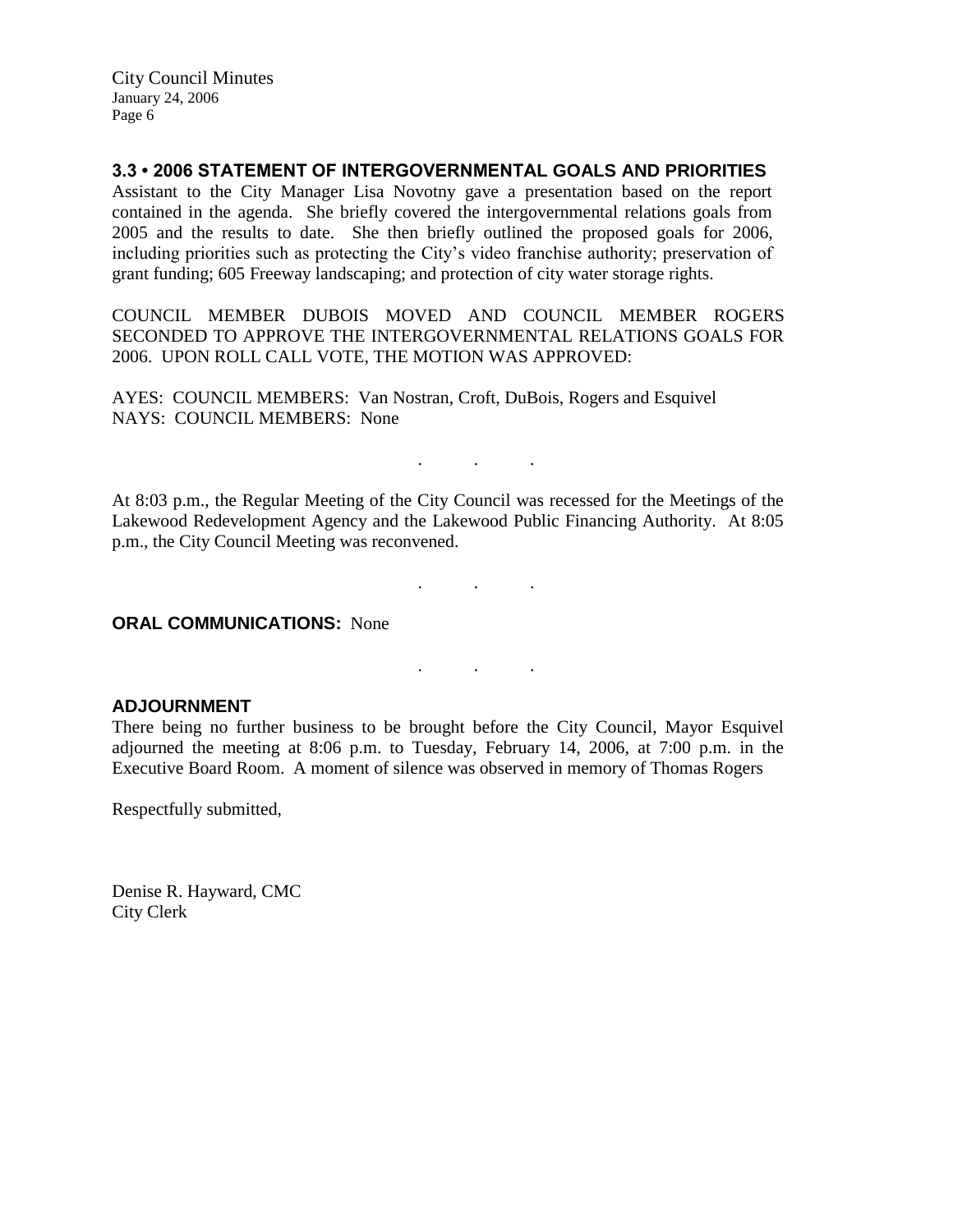### 3.3 • 2006 STATEMENT OF INTERGOVERNMENTAL GOALS AND PRIORITIES

Assistant to the City Manager Lisa Novotny gave a presentation based on the report contained in the agenda. She briefly covered the intergovernmental relations goals from 2005 and the results to date. She then briefly outlined the proposed goals for 2006, including priorities such as protecting the City's video franchise authority; preservation of grant funding; 605 Freeway landscaping; and protection of city water storage rights.

COUNCIL MEMBER DUBOIS MOVED AND COUNCIL MEMBER ROGERS SECONDED TO APPROVE THE INTERGOVERNMENTAL RELATIONS GOALS FOR 2006. UPON ROLL CALL VOTE, THE MOTION WAS APPROVED:

AYES: COUNCIL MEMBERS: Van Nostran, Croft, DuBois, Rogers and Esquivel
NAYS: COUNCIL MEMBERS: None

. . .

At 8:03 p.m., the Regular Meeting of the City Council was recessed for the Meetings of the Lakewood Redevelopment Agency and the Lakewood Public Financing Authority. At 8:05 p.m., the City Council Meeting was reconvened.

. . .

**ORAL COMMUNICATIONS:** None

. . .

### ADJOURNMENT

There being no further business to be brought before the City Council, Mayor Esquivel adjourned the meeting at 8:06 p.m. to Tuesday, February 14, 2006, at 7:00 p.m. in the Executive Board Room. A moment of silence was observed in memory of Thomas Rogers

Respectfully submitted,

Denise R. Hayward, CMC
City Clerk